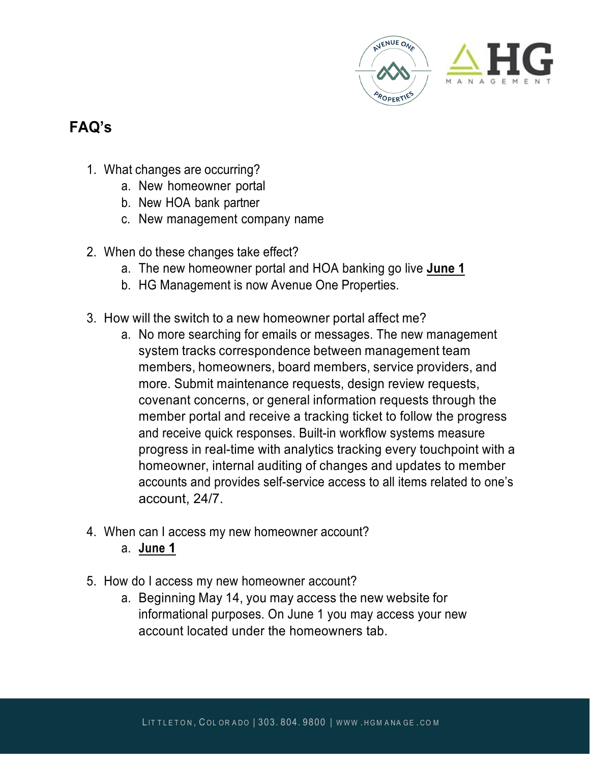## FAQ's

1. What changes are occurring?
   a. New homeowner portal
   b. New HOA bank partner
   c. New management company name

2. When do these changes take effect?
   a. The new homeowner portal and HOA banking go live **June 1**
   b. HG Management is now Avenue One Properties.

3. How will the switch to a new homeowner portal affect me?
   a. No more searching for emails or messages. The new management system tracks correspondence between management team members, homeowners, board members, service providers, and more. Submit maintenance requests, design review requests, covenant concerns, or general information requests through the member portal and receive a tracking ticket to follow the progress and receive quick responses. Built-in workflow systems measure progress in real-time with analytics tracking every touchpoint with a homeowner, internal auditing of changes and updates to member accounts and provides self-service access to all items related to one's account, 24/7.

4. When can I access my new homeowner account?
   a. **June 1**

5. How do I access my new homeowner account?
   a. Beginning May 14, you may access the new website for informational purposes. On June 1 you may access your new account located under the homeowners tab.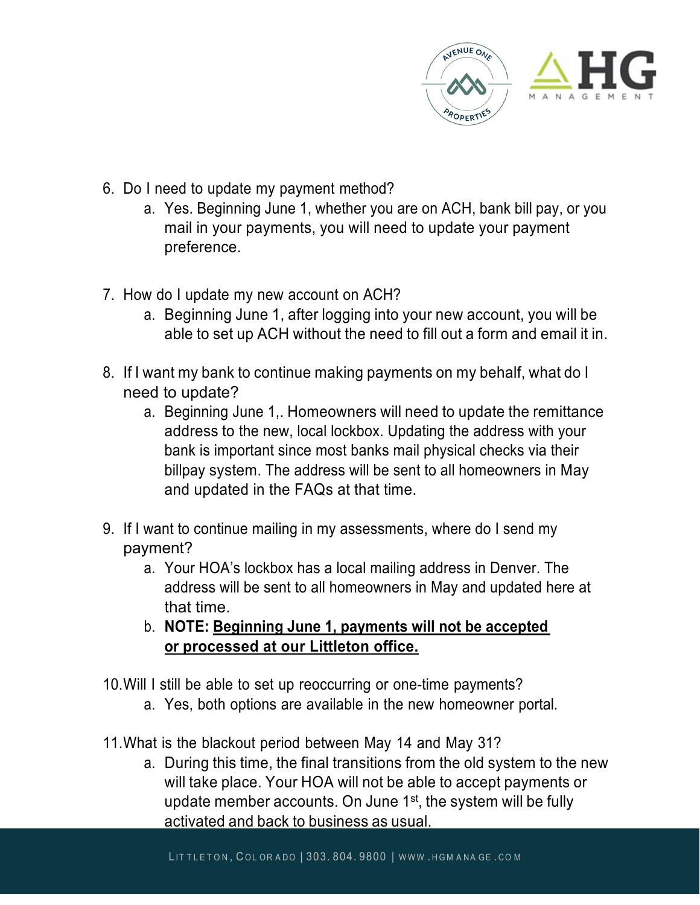6. Do I need to update my payment method?
   a. Yes. Beginning June 1, whether you are on ACH, bank bill pay, or you mail in your payments, you will need to update your payment preference.

7. How do I update my new account on ACH?
   a. Beginning June 1, after logging into your new account, you will be able to set up ACH without the need to fill out a form and email it in.

8. If I want my bank to continue making payments on my behalf, what do I need to update?
   a. Beginning June 1,. Homeowners will need to update the remittance address to the new, local lockbox. Updating the address with your bank is important since most banks mail physical checks via their billpay system. The address will be sent to all homeowners in May and updated in the FAQs at that time.

9. If I want to continue mailing in my assessments, where do I send my payment?
   a. Your HOA's lockbox has a local mailing address in Denver. The address will be sent to all homeowners in May and updated here at that time.
   b. **NOTE: Beginning June 1, payments will not be accepted or processed at our Littleton office.**

10. Will I still be able to set up reoccurring or one-time payments?
    a. Yes, both options are available in the new homeowner portal.

11. What is the blackout period between May 14 and May 31?
    a. During this time, the final transitions from the old system to the new will take place. Your HOA will not be able to accept payments or update member accounts. On June 1st, the system will be fully activated and back to business as usual.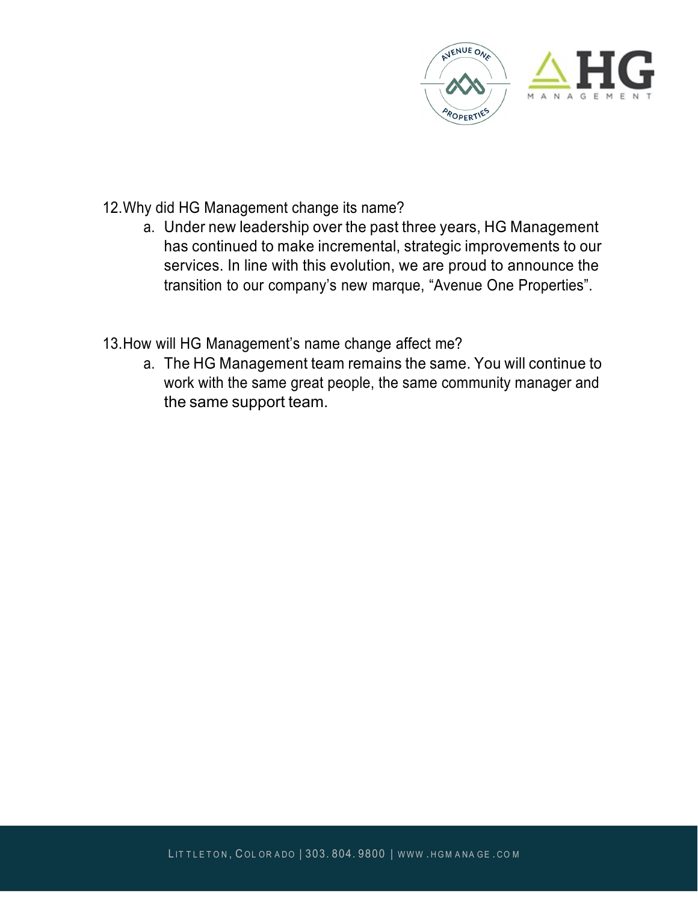12. Why did HG Management change its name?
    a. Under new leadership over the past three years, HG Management has continued to make incremental, strategic improvements to our services. In line with this evolution, we are proud to announce the transition to our company's new marque, "Avenue One Properties".

13. How will HG Management's name change affect me?
    a. The HG Management team remains the same. You will continue to work with the same great people, the same community manager and the same support team.